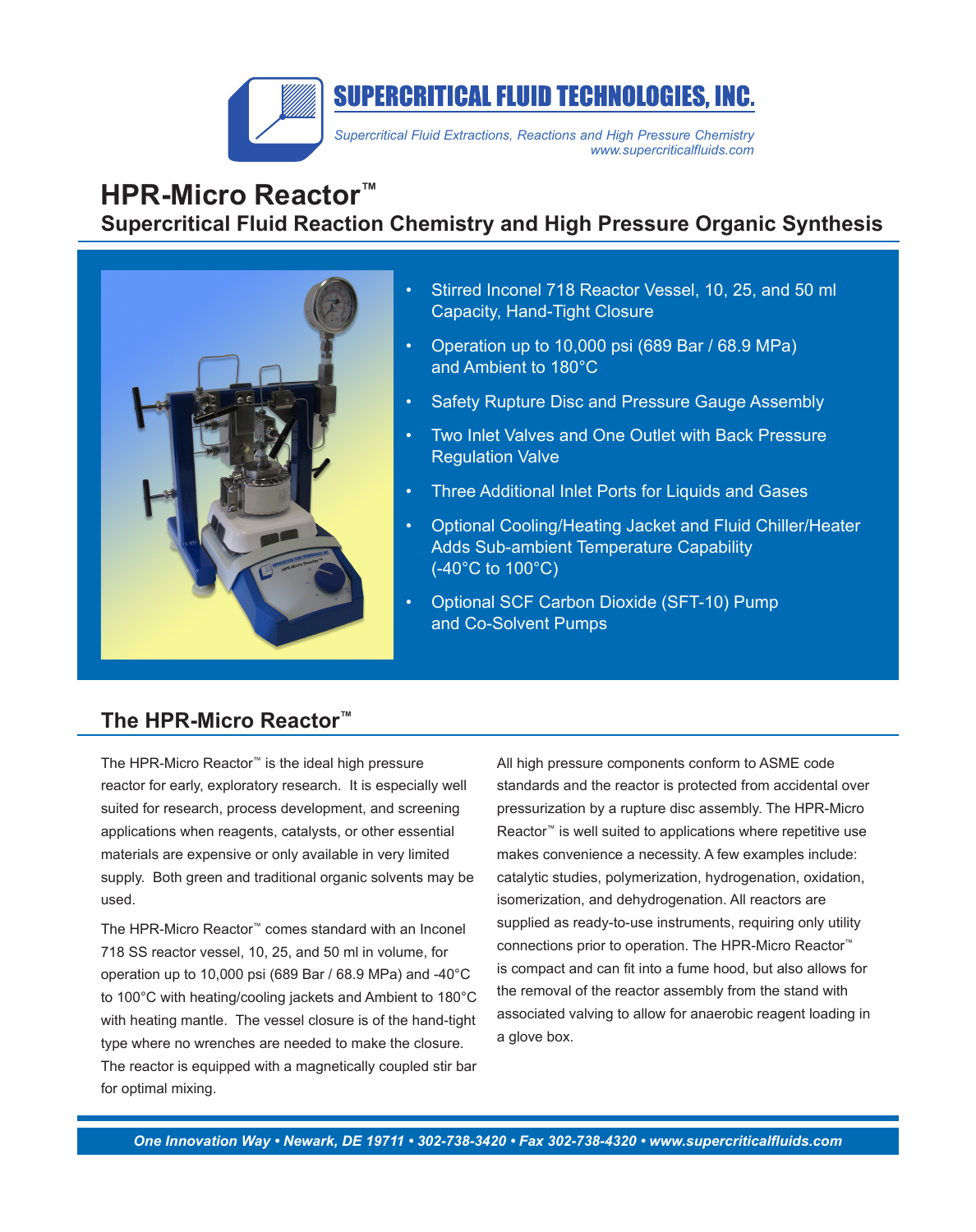**SUPERCRITICAL FLUID TECHNOLOGIES, INC.**

*Supercritical Fluid Extractions, Reactions and High Pressure Chemistry*
*www.supercriticalfluids.com*

# HPR-Micro Reactor™

## Supercritical Fluid Reaction Chemistry and High Pressure Organic Synthesis

- Stirred Inconel 718 Reactor Vessel, 10, 25, and 50 ml Capacity, Hand-Tight Closure
- Operation up to 10,000 psi (689 Bar / 68.9 MPa) and Ambient to 180°C
- Safety Rupture Disc and Pressure Gauge Assembly
- Two Inlet Valves and One Outlet with Back Pressure Regulation Valve
- Three Additional Inlet Ports for Liquids and Gases
- Optional Cooling/Heating Jacket and Fluid Chiller/Heater Adds Sub-ambient Temperature Capability (-40°C to 100°C)
- Optional SCF Carbon Dioxide (SFT-10) Pump and Co-Solvent Pumps

## The HPR-Micro Reactor™

The HPR-Micro Reactor™ is the ideal high pressure reactor for early, exploratory research. It is especially well suited for research, process development, and screening applications when reagents, catalysts, or other essential materials are expensive or only available in very limited supply. Both green and traditional organic solvents may be used.

The HPR-Micro Reactor™ comes standard with an Inconel 718 SS reactor vessel, 10, 25, and 50 ml in volume, for operation up to 10,000 psi (689 Bar / 68.9 MPa) and -40°C to 100°C with heating/cooling jackets and Ambient to 180°C with heating mantle. The vessel closure is of the hand-tight type where no wrenches are needed to make the closure. The reactor is equipped with a magnetically coupled stir bar for optimal mixing.

All high pressure components conform to ASME code standards and the reactor is protected from accidental over pressurization by a rupture disc assembly. The HPR-Micro Reactor™ is well suited to applications where repetitive use makes convenience a necessity. A few examples include: catalytic studies, polymerization, hydrogenation, oxidation, isomerization, and dehydrogenation. All reactors are supplied as ready-to-use instruments, requiring only utility connections prior to operation. The HPR-Micro Reactor™ is compact and can fit into a fume hood, but also allows for the removal of the reactor assembly from the stand with associated valving to allow for anaerobic reagent loading in a glove box.

*One Innovation Way • Newark, DE 19711 • 302-738-3420 • Fax 302-738-4320 • www.supercriticalfluids.com*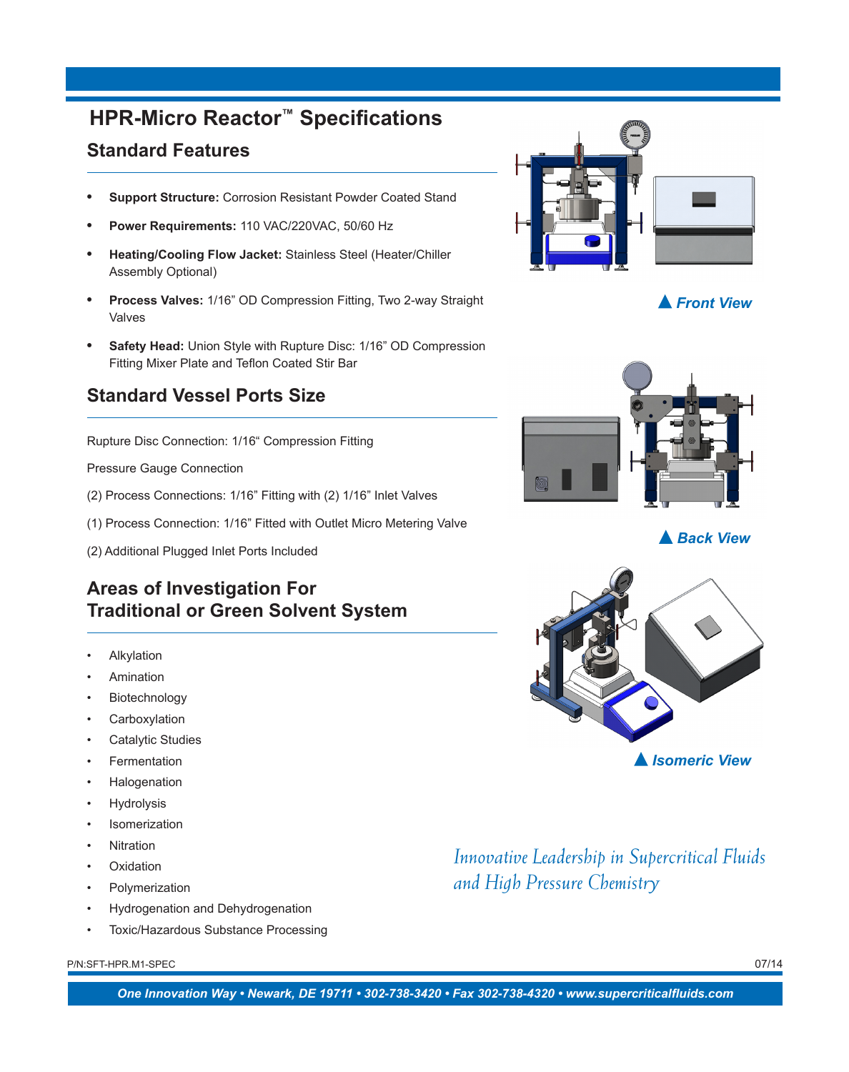# HPR-Micro Reactor™ Specifications

## Standard Features

- **Support Structure:** Corrosion Resistant Powder Coated Stand
- **Power Requirements:** 110 VAC/220VAC, 50/60 Hz
- **Heating/Cooling Flow Jacket:** Stainless Steel (Heater/Chiller Assembly Optional)
- **Process Valves:** 1/16” OD Compression Fitting, Two 2-way Straight Valves
- **Safety Head:** Union Style with Rupture Disc: 1/16” OD Compression Fitting Mixer Plate and Teflon Coated Stir Bar

## Standard Vessel Ports Size

Rupture Disc Connection: 1/16“ Compression Fitting

Pressure Gauge Connection

(2) Process Connections: 1/16” Fitting with (2) 1/16” Inlet Valves

(1) Process Connection: 1/16” Fitted with Outlet Micro Metering Valve

(2) Additional Plugged Inlet Ports Included

## Areas of Investigation For Traditional or Green Solvent System

- Alkylation
- Amination
- Biotechnology
- Carboxylation
- Catalytic Studies
- Fermentation
- Halogenation
- Hydrolysis
- Isomerization
- Nitration
- Oxidation
- Polymerization
- Hydrogenation and Dehydrogenation
- Toxic/Hazardous Substance Processing

▲ *Front View*

▲ *Back View*

▲ *Isomeric View*

*Innovative Leadership in Supercritical Fluids and High Pressure Chemistry*

P/N:SFT-HPR.M1-SPEC

07/14

*One Innovation Way • Newark, DE 19711 • 302-738-3420 • Fax 302-738-4320 • www.supercriticalfluids.com*